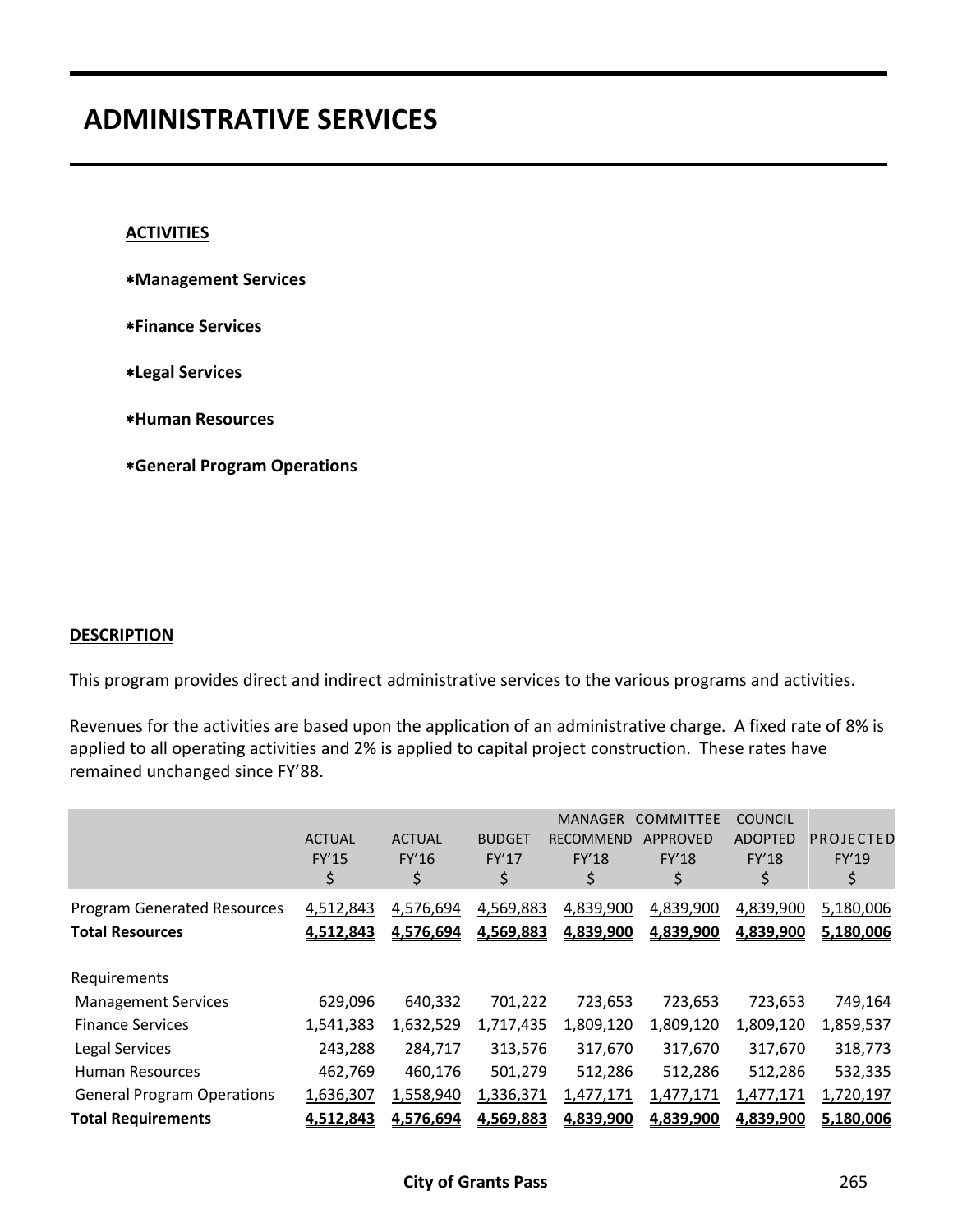# ADMINISTRATIVE SERVICES

**ACTIVITIES**

∗**Management Services**

∗**Finance Services**

∗**Legal Services**

∗**Human Resources**

∗**General Program Operations**

**DESCRIPTION**

This program provides direct and indirect administrative services to the various programs and activities.

Revenues for the activities are based upon the application of an administrative charge. A fixed rate of 8% is applied to all operating activities and 2% is applied to capital project construction. These rates have remained unchanged since FY'88.

| | ACTUAL FY'15 $ | ACTUAL FY'16 $ | BUDGET FY'17 $ | MANAGER RECOMMEND FY'18 $ | COMMITTEE APPROVED FY'18 $ | COUNCIL ADOPTED FY'18 $ | PROJECTED FY'19 $ |
|---|---|---|---|---|---|---|---|
| Program Generated Resources | 4,512,843 | 4,576,694 | 4,569,883 | 4,839,900 | 4,839,900 | 4,839,900 | 5,180,006 |
| **Total Resources** | **4,512,843** | **4,576,694** | **4,569,883** | **4,839,900** | **4,839,900** | **4,839,900** | **5,180,006** |
| Requirements | | | | | | | |
| Management Services | 629,096 | 640,332 | 701,222 | 723,653 | 723,653 | 723,653 | 749,164 |
| Finance Services | 1,541,383 | 1,632,529 | 1,717,435 | 1,809,120 | 1,809,120 | 1,809,120 | 1,859,537 |
| Legal Services | 243,288 | 284,717 | 313,576 | 317,670 | 317,670 | 317,670 | 318,773 |
| Human Resources | 462,769 | 460,176 | 501,279 | 512,286 | 512,286 | 512,286 | 532,335 |
| General Program Operations | 1,636,307 | 1,558,940 | 1,336,371 | 1,477,171 | 1,477,171 | 1,477,171 | 1,720,197 |
| **Total Requirements** | **4,512,843** | **4,576,694** | **4,569,883** | **4,839,900** | **4,839,900** | **4,839,900** | **5,180,006** |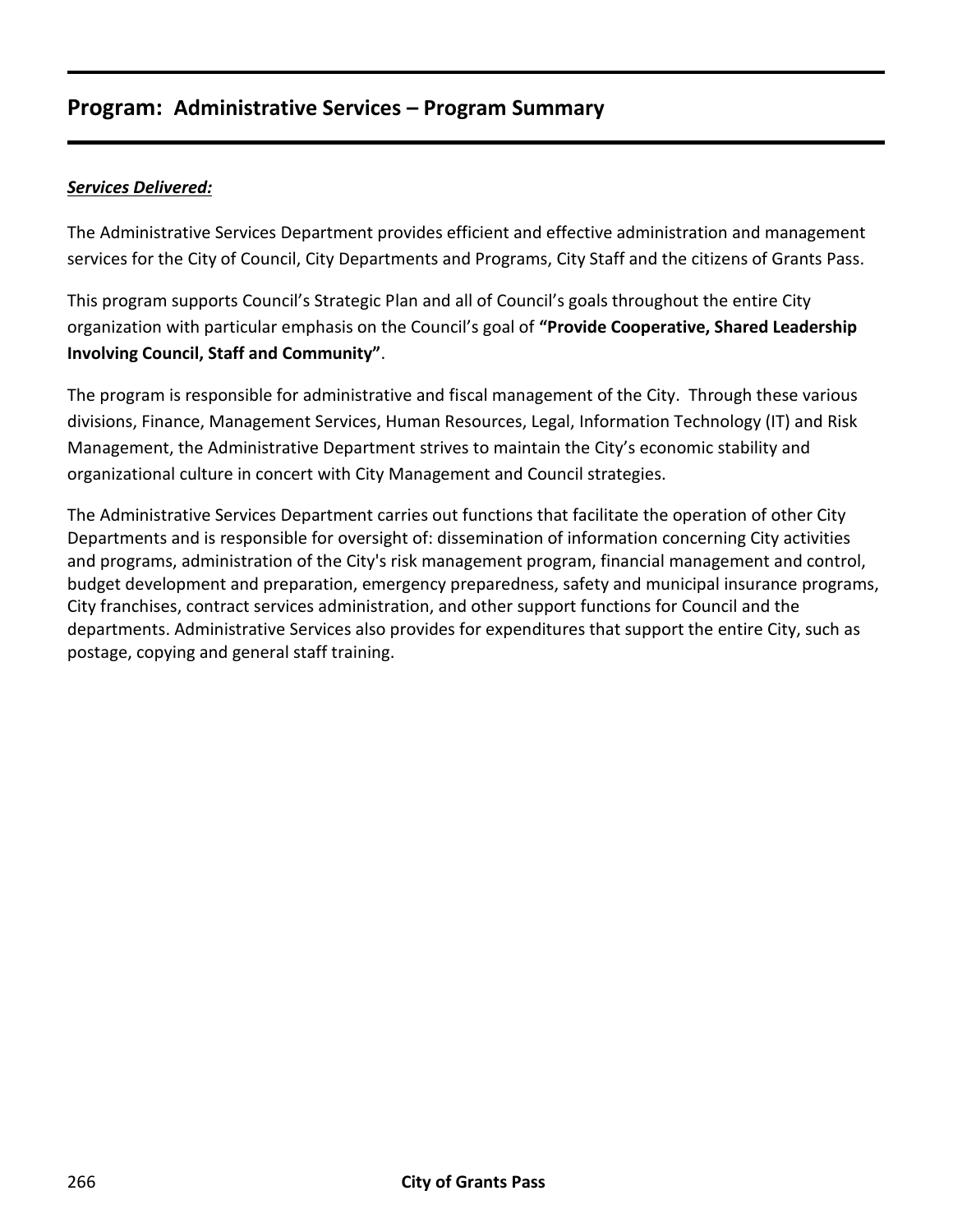## Program: Administrative Services – Program Summary

***<u>Services Delivered:</u>***

The Administrative Services Department provides efficient and effective administration and management services for the City of Council, City Departments and Programs, City Staff and the citizens of Grants Pass.

This program supports Council's Strategic Plan and all of Council's goals throughout the entire City organization with particular emphasis on the Council's goal of **"Provide Cooperative, Shared Leadership Involving Council, Staff and Community"**.

The program is responsible for administrative and fiscal management of the City. Through these various divisions, Finance, Management Services, Human Resources, Legal, Information Technology (IT) and Risk Management, the Administrative Department strives to maintain the City's economic stability and organizational culture in concert with City Management and Council strategies.

The Administrative Services Department carries out functions that facilitate the operation of other City Departments and is responsible for oversight of: dissemination of information concerning City activities and programs, administration of the City's risk management program, financial management and control, budget development and preparation, emergency preparedness, safety and municipal insurance programs, City franchises, contract services administration, and other support functions for Council and the departments. Administrative Services also provides for expenditures that support the entire City, such as postage, copying and general staff training.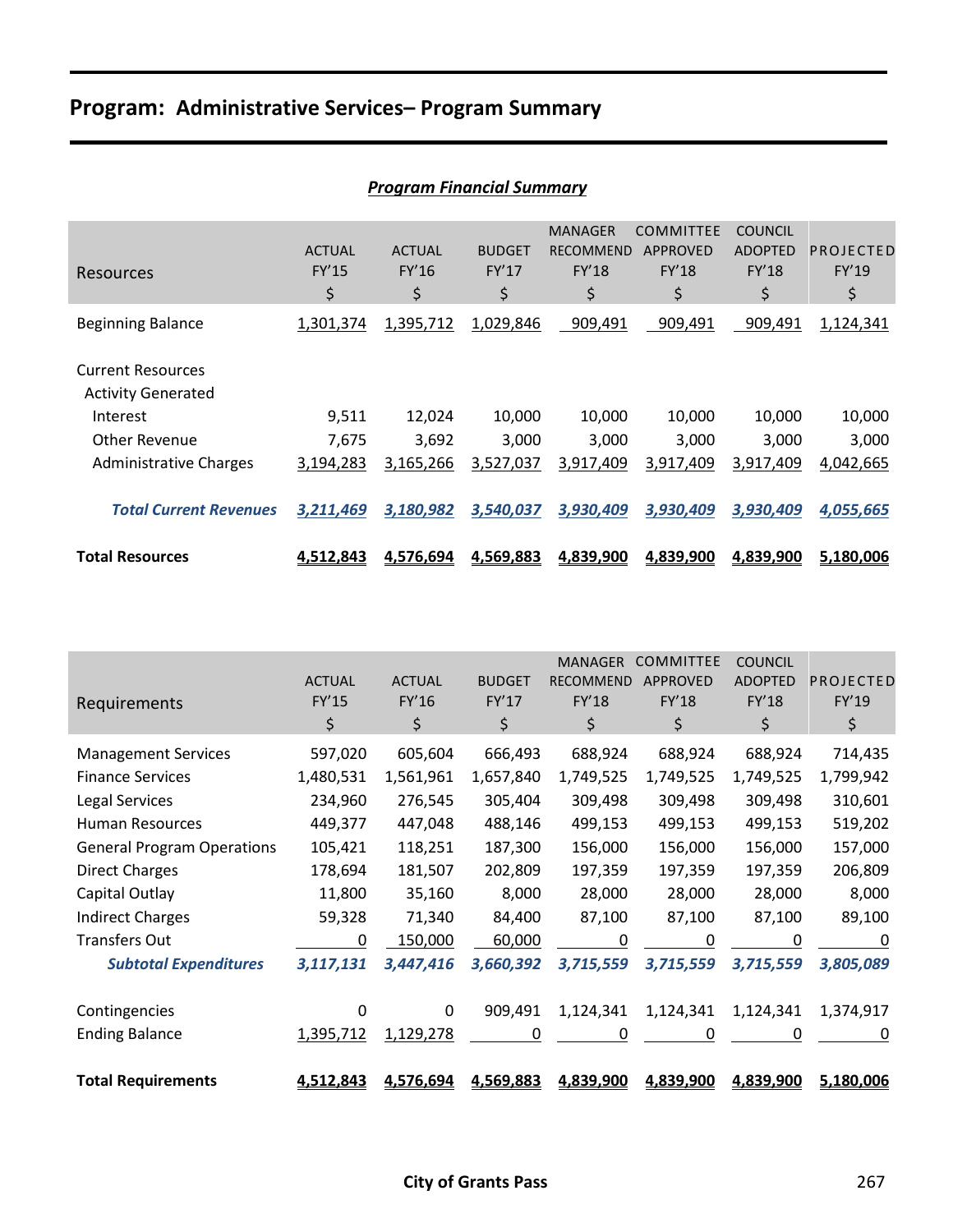# Program: Administrative Services– Program Summary

## *Program Financial Summary*

| Resources | ACTUAL FY'15 $ | ACTUAL FY'16 $ | BUDGET FY'17 $ | MANAGER RECOMMEND FY'18 $ | COMMITTEE APPROVED FY'18 $ | COUNCIL ADOPTED FY'18 $ | PROJECTED FY'19 $ |
|---|---|---|---|---|---|---|---|
| Beginning Balance | 1,301,374 | 1,395,712 | 1,029,846 | 909,491 | 909,491 | 909,491 | 1,124,341 |
| Current Resources | | | | | | | |
| Activity Generated | | | | | | | |
| Interest | 9,511 | 12,024 | 10,000 | 10,000 | 10,000 | 10,000 | 10,000 |
| Other Revenue | 7,675 | 3,692 | 3,000 | 3,000 | 3,000 | 3,000 | 3,000 |
| Administrative Charges | 3,194,283 | 3,165,266 | 3,527,037 | 3,917,409 | 3,917,409 | 3,917,409 | 4,042,665 |
| ***Total Current Revenues*** | ***3,211,469*** | ***3,180,982*** | ***3,540,037*** | ***3,930,409*** | ***3,930,409*** | ***3,930,409*** | ***4,055,665*** |
| **Total Resources** | **4,512,843** | **4,576,694** | **4,569,883** | **4,839,900** | **4,839,900** | **4,839,900** | **5,180,006** |

| Requirements | ACTUAL FY'15 $ | ACTUAL FY'16 $ | BUDGET FY'17 $ | MANAGER RECOMMEND FY'18 $ | COMMITTEE APPROVED FY'18 $ | COUNCIL ADOPTED FY'18 $ | PROJECTED FY'19 $ |
|---|---|---|---|---|---|---|---|
| Management Services | 597,020 | 605,604 | 666,493 | 688,924 | 688,924 | 688,924 | 714,435 |
| Finance Services | 1,480,531 | 1,561,961 | 1,657,840 | 1,749,525 | 1,749,525 | 1,749,525 | 1,799,942 |
| Legal Services | 234,960 | 276,545 | 305,404 | 309,498 | 309,498 | 309,498 | 310,601 |
| Human Resources | 449,377 | 447,048 | 488,146 | 499,153 | 499,153 | 499,153 | 519,202 |
| General Program Operations | 105,421 | 118,251 | 187,300 | 156,000 | 156,000 | 156,000 | 157,000 |
| Direct Charges | 178,694 | 181,507 | 202,809 | 197,359 | 197,359 | 197,359 | 206,809 |
| Capital Outlay | 11,800 | 35,160 | 8,000 | 28,000 | 28,000 | 28,000 | 8,000 |
| Indirect Charges | 59,328 | 71,340 | 84,400 | 87,100 | 87,100 | 87,100 | 89,100 |
| Transfers Out | 0 | 150,000 | 60,000 | 0 | 0 | 0 | 0 |
| ***Subtotal Expenditures*** | ***3,117,131*** | ***3,447,416*** | ***3,660,392*** | ***3,715,559*** | ***3,715,559*** | ***3,715,559*** | ***3,805,089*** |
| Contingencies | 0 | 0 | 909,491 | 1,124,341 | 1,124,341 | 1,124,341 | 1,374,917 |
| Ending Balance | 1,395,712 | 1,129,278 | 0 | 0 | 0 | 0 | 0 |
| **Total Requirements** | **4,512,843** | **4,576,694** | **4,569,883** | **4,839,900** | **4,839,900** | **4,839,900** | **5,180,006** |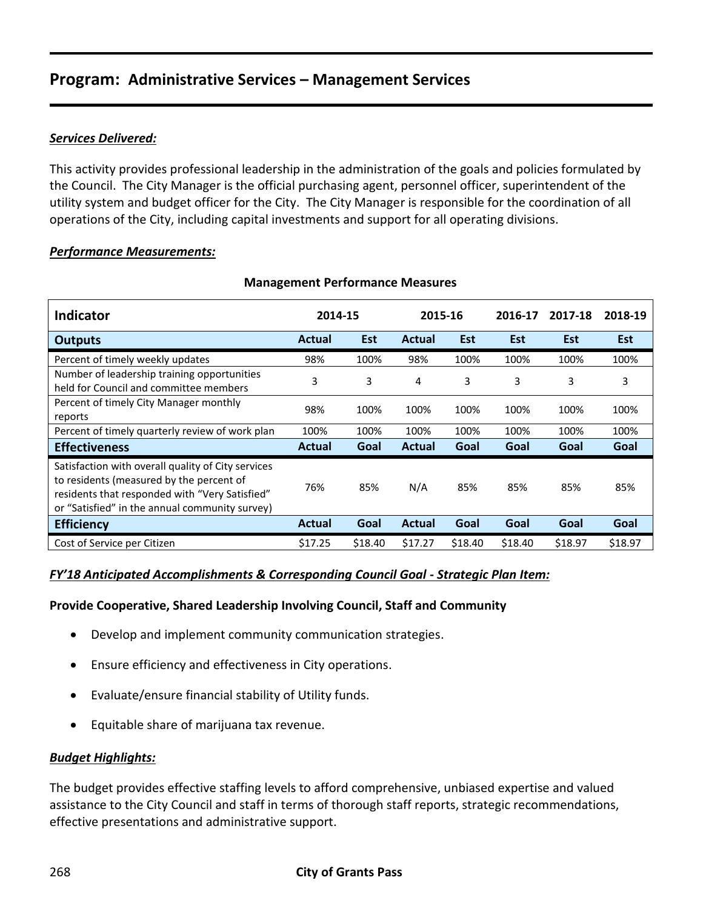# Program: Administrative Services – Management Services

***Services Delivered:***

This activity provides professional leadership in the administration of the goals and policies formulated by the Council. The City Manager is the official purchasing agent, personnel officer, superintendent of the utility system and budget officer for the City. The City Manager is responsible for the coordination of all operations of the City, including capital investments and support for all operating divisions.

***Performance Measurements:***

**Management Performance Measures**

| Indicator | 2014-15 | | 2015-16 | | 2016-17 | 2017-18 | 2018-19 |
|---|---|---|---|---|---|---|---|
| **Outputs** | **Actual** | **Est** | **Actual** | **Est** | **Est** | **Est** | **Est** |
| Percent of timely weekly updates | 98% | 100% | 98% | 100% | 100% | 100% | 100% |
| Number of leadership training opportunities held for Council and committee members | 3 | 3 | 4 | 3 | 3 | 3 | 3 |
| Percent of timely City Manager monthly reports | 98% | 100% | 100% | 100% | 100% | 100% | 100% |
| Percent of timely quarterly review of work plan | 100% | 100% | 100% | 100% | 100% | 100% | 100% |
| **Effectiveness** | **Actual** | **Goal** | **Actual** | **Goal** | **Goal** | **Goal** | **Goal** |
| Satisfaction with overall quality of City services to residents (measured by the percent of residents that responded with "Very Satisfied" or "Satisfied" in the annual community survey) | 76% | 85% | N/A | 85% | 85% | 85% | 85% |
| **Efficiency** | **Actual** | **Goal** | **Actual** | **Goal** | **Goal** | **Goal** | **Goal** |
| Cost of Service per Citizen | $17.25 | $18.40 | $17.27 | $18.40 | $18.40 | $18.97 | $18.97 |

***FY'18 Anticipated Accomplishments & Corresponding Council Goal - Strategic Plan Item:***

**Provide Cooperative, Shared Leadership Involving Council, Staff and Community**

- Develop and implement community communication strategies.
- Ensure efficiency and effectiveness in City operations.
- Evaluate/ensure financial stability of Utility funds.
- Equitable share of marijuana tax revenue.

***Budget Highlights:***

The budget provides effective staffing levels to afford comprehensive, unbiased expertise and valued assistance to the City Council and staff in terms of thorough staff reports, strategic recommendations, effective presentations and administrative support.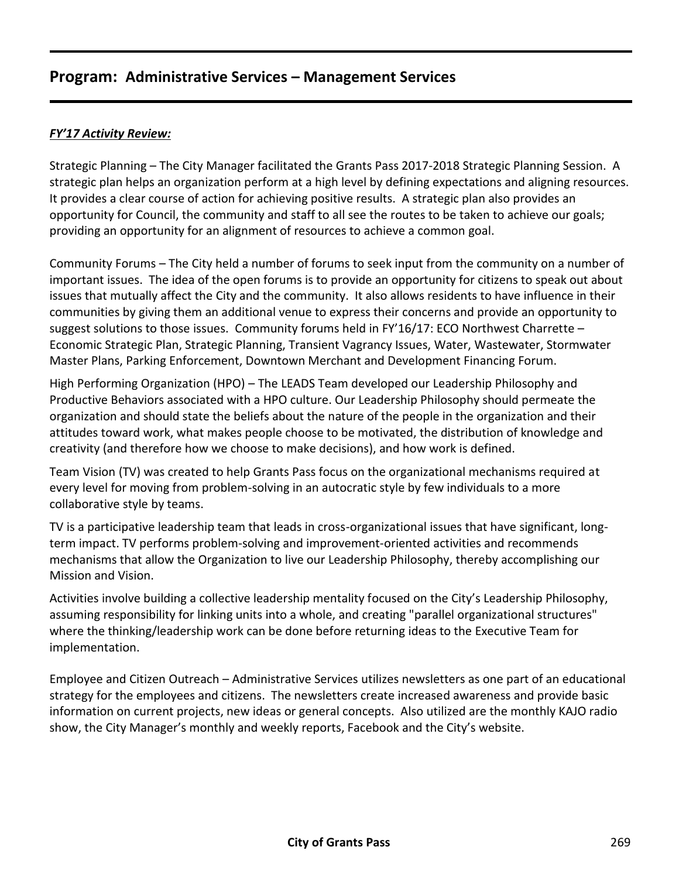## Program: Administrative Services – Management Services

***FY'17 Activity Review:***

Strategic Planning – The City Manager facilitated the Grants Pass 2017-2018 Strategic Planning Session. A strategic plan helps an organization perform at a high level by defining expectations and aligning resources. It provides a clear course of action for achieving positive results. A strategic plan also provides an opportunity for Council, the community and staff to all see the routes to be taken to achieve our goals; providing an opportunity for an alignment of resources to achieve a common goal.

Community Forums – The City held a number of forums to seek input from the community on a number of important issues. The idea of the open forums is to provide an opportunity for citizens to speak out about issues that mutually affect the City and the community. It also allows residents to have influence in their communities by giving them an additional venue to express their concerns and provide an opportunity to suggest solutions to those issues. Community forums held in FY'16/17: ECO Northwest Charrette – Economic Strategic Plan, Strategic Planning, Transient Vagrancy Issues, Water, Wastewater, Stormwater Master Plans, Parking Enforcement, Downtown Merchant and Development Financing Forum.

High Performing Organization (HPO) – The LEADS Team developed our Leadership Philosophy and Productive Behaviors associated with a HPO culture. Our Leadership Philosophy should permeate the organization and should state the beliefs about the nature of the people in the organization and their attitudes toward work, what makes people choose to be motivated, the distribution of knowledge and creativity (and therefore how we choose to make decisions), and how work is defined.

Team Vision (TV) was created to help Grants Pass focus on the organizational mechanisms required at every level for moving from problem-solving in an autocratic style by few individuals to a more collaborative style by teams.

TV is a participative leadership team that leads in cross-organizational issues that have significant, long-term impact. TV performs problem-solving and improvement-oriented activities and recommends mechanisms that allow the Organization to live our Leadership Philosophy, thereby accomplishing our Mission and Vision.

Activities involve building a collective leadership mentality focused on the City's Leadership Philosophy, assuming responsibility for linking units into a whole, and creating "parallel organizational structures" where the thinking/leadership work can be done before returning ideas to the Executive Team for implementation.

Employee and Citizen Outreach – Administrative Services utilizes newsletters as one part of an educational strategy for the employees and citizens. The newsletters create increased awareness and provide basic information on current projects, new ideas or general concepts. Also utilized are the monthly KAJO radio show, the City Manager's monthly and weekly reports, Facebook and the City's website.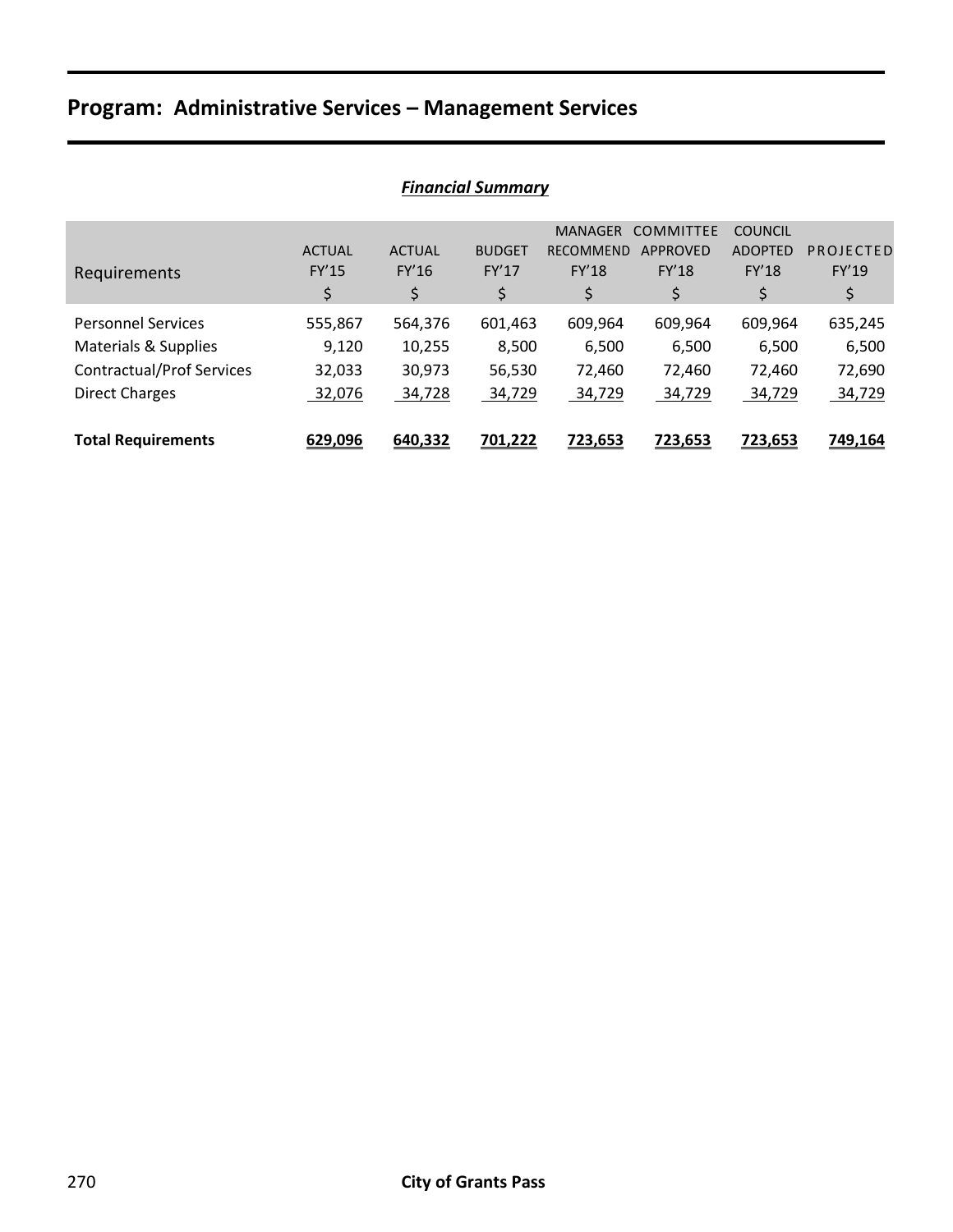# Program: Administrative Services – Management Services

## *Financial Summary*

| Requirements | ACTUAL FY'15 $ | ACTUAL FY'16 $ | BUDGET FY'17 $ | MANAGER RECOMMEND FY'18 $ | COMMITTEE APPROVED FY'18 $ | COUNCIL ADOPTED FY'18 $ | PROJECTED FY'19 $ |
|---|---|---|---|---|---|---|---|
| Personnel Services | 555,867 | 564,376 | 601,463 | 609,964 | 609,964 | 609,964 | 635,245 |
| Materials & Supplies | 9,120 | 10,255 | 8,500 | 6,500 | 6,500 | 6,500 | 6,500 |
| Contractual/Prof Services | 32,033 | 30,973 | 56,530 | 72,460 | 72,460 | 72,460 | 72,690 |
| Direct Charges | 32,076 | 34,728 | 34,729 | 34,729 | 34,729 | 34,729 | 34,729 |
| **Total Requirements** | **629,096** | **640,332** | **701,222** | **723,653** | **723,653** | **723,653** | **749,164** |

City of Grants Pass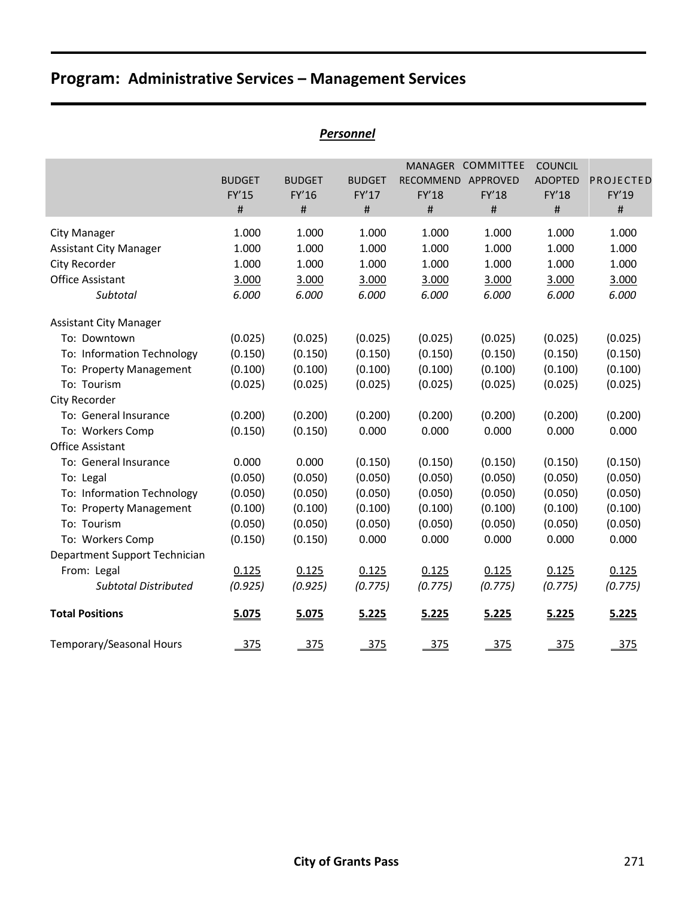# Program: Administrative Services – Management Services

***Personnel***

| | BUDGET FY'15 # | BUDGET FY'16 # | BUDGET FY'17 # | MANAGER RECOMMEND FY'18 # | COMMITTEE APPROVED FY'18 # | COUNCIL ADOPTED FY'18 # | PROJECTED FY'19 # |
|---|---|---|---|---|---|---|---|
| City Manager | 1.000 | 1.000 | 1.000 | 1.000 | 1.000 | 1.000 | 1.000 |
| Assistant City Manager | 1.000 | 1.000 | 1.000 | 1.000 | 1.000 | 1.000 | 1.000 |
| City Recorder | 1.000 | 1.000 | 1.000 | 1.000 | 1.000 | 1.000 | 1.000 |
| Office Assistant | 3.000 | 3.000 | 3.000 | 3.000 | 3.000 | 3.000 | 3.000 |
| *Subtotal* | *6.000* | *6.000* | *6.000* | *6.000* | *6.000* | *6.000* | *6.000* |
| Assistant City Manager | | | | | | | |
| To: Downtown | (0.025) | (0.025) | (0.025) | (0.025) | (0.025) | (0.025) | (0.025) |
| To: Information Technology | (0.150) | (0.150) | (0.150) | (0.150) | (0.150) | (0.150) | (0.150) |
| To: Property Management | (0.100) | (0.100) | (0.100) | (0.100) | (0.100) | (0.100) | (0.100) |
| To: Tourism | (0.025) | (0.025) | (0.025) | (0.025) | (0.025) | (0.025) | (0.025) |
| City Recorder | | | | | | | |
| To: General Insurance | (0.200) | (0.200) | (0.200) | (0.200) | (0.200) | (0.200) | (0.200) |
| To: Workers Comp | (0.150) | (0.150) | 0.000 | 0.000 | 0.000 | 0.000 | 0.000 |
| Office Assistant | | | | | | | |
| To: General Insurance | 0.000 | 0.000 | (0.150) | (0.150) | (0.150) | (0.150) | (0.150) |
| To: Legal | (0.050) | (0.050) | (0.050) | (0.050) | (0.050) | (0.050) | (0.050) |
| To: Information Technology | (0.050) | (0.050) | (0.050) | (0.050) | (0.050) | (0.050) | (0.050) |
| To: Property Management | (0.100) | (0.100) | (0.100) | (0.100) | (0.100) | (0.100) | (0.100) |
| To: Tourism | (0.050) | (0.050) | (0.050) | (0.050) | (0.050) | (0.050) | (0.050) |
| To: Workers Comp | (0.150) | (0.150) | 0.000 | 0.000 | 0.000 | 0.000 | 0.000 |
| Department Support Technician | | | | | | | |
| From: Legal | 0.125 | 0.125 | 0.125 | 0.125 | 0.125 | 0.125 | 0.125 |
| *Subtotal Distributed* | *(0.925)* | *(0.925)* | *(0.775)* | *(0.775)* | *(0.775)* | *(0.775)* | *(0.775)* |
| **Total Positions** | **5.075** | **5.075** | **5.225** | **5.225** | **5.225** | **5.225** | **5.225** |
| Temporary/Seasonal Hours | 375 | 375 | 375 | 375 | 375 | 375 | 375 |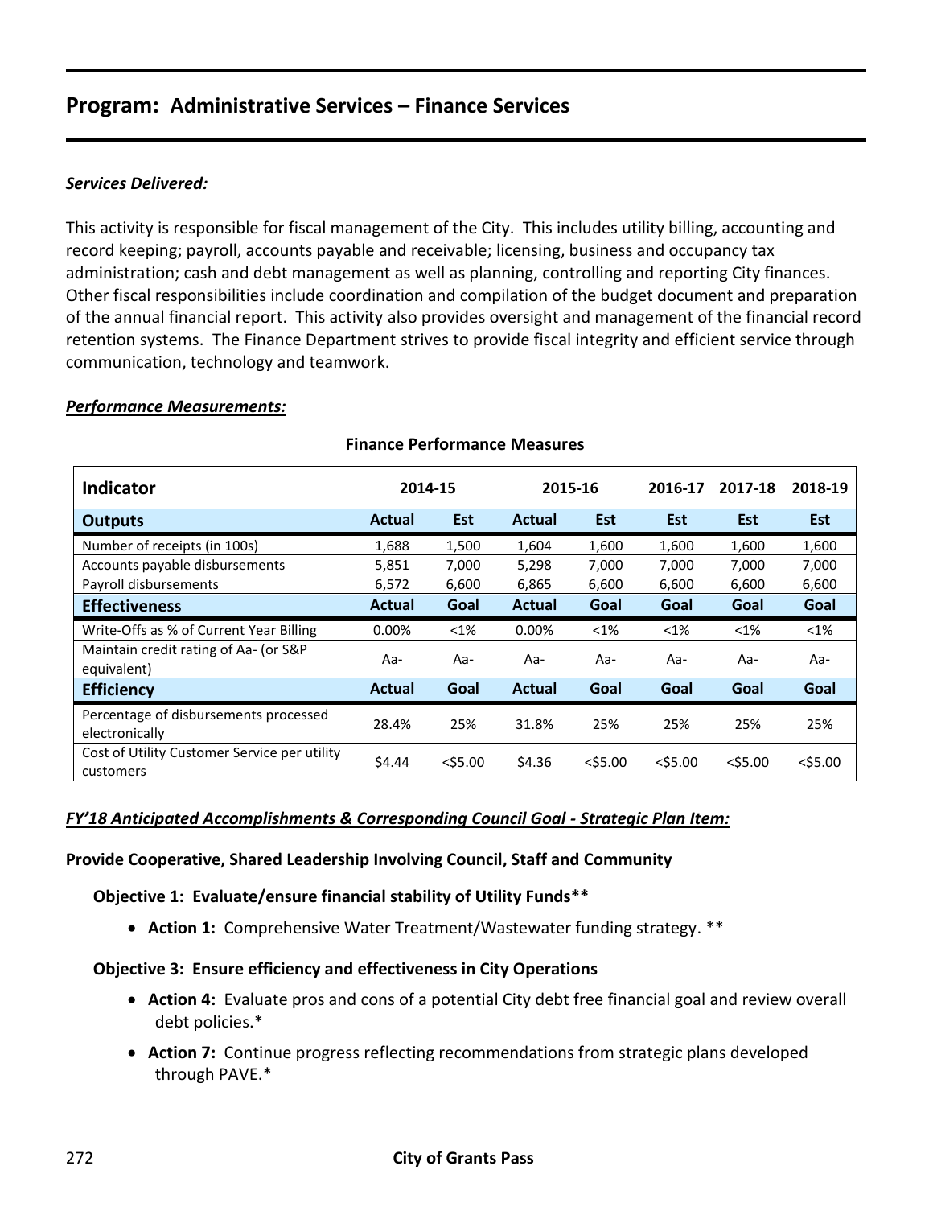## Program: Administrative Services – Finance Services

***Services Delivered:***

This activity is responsible for fiscal management of the City. This includes utility billing, accounting and record keeping; payroll, accounts payable and receivable; licensing, business and occupancy tax administration; cash and debt management as well as planning, controlling and reporting City finances. Other fiscal responsibilities include coordination and compilation of the budget document and preparation of the annual financial report. This activity also provides oversight and management of the financial record retention systems. The Finance Department strives to provide fiscal integrity and efficient service through communication, technology and teamwork.

***Performance Measurements:***

**Finance Performance Measures**

| Indicator | 2014-15 | | 2015-16 | | 2016-17 | 2017-18 | 2018-19 |
|---|---|---|---|---|---|---|---|
| **Outputs** | **Actual** | **Est** | **Actual** | **Est** | **Est** | **Est** | **Est** |
| Number of receipts (in 100s) | 1,688 | 1,500 | 1,604 | 1,600 | 1,600 | 1,600 | 1,600 |
| Accounts payable disbursements | 5,851 | 7,000 | 5,298 | 7,000 | 7,000 | 7,000 | 7,000 |
| Payroll disbursements | 6,572 | 6,600 | 6,865 | 6,600 | 6,600 | 6,600 | 6,600 |
| **Effectiveness** | **Actual** | **Goal** | **Actual** | **Goal** | **Goal** | **Goal** | **Goal** |
| Write-Offs as % of Current Year Billing | 0.00% | <1% | 0.00% | <1% | <1% | <1% | <1% |
| Maintain credit rating of Aa- (or S&P equivalent) | Aa- | Aa- | Aa- | Aa- | Aa- | Aa- | Aa- |
| **Efficiency** | **Actual** | **Goal** | **Actual** | **Goal** | **Goal** | **Goal** | **Goal** |
| Percentage of disbursements processed electronically | 28.4% | 25% | 31.8% | 25% | 25% | 25% | 25% |
| Cost of Utility Customer Service per utility customers | $4.44 | <$5.00 | $4.36 | <$5.00 | <$5.00 | <$5.00 | <$5.00 |

***FY'18 Anticipated Accomplishments & Corresponding Council Goal - Strategic Plan Item:***

**Provide Cooperative, Shared Leadership Involving Council, Staff and Community**

**Objective 1: Evaluate/ensure financial stability of Utility Funds****

- **Action 1:** Comprehensive Water Treatment/Wastewater funding strategy. **

**Objective 3: Ensure efficiency and effectiveness in City Operations**

- **Action 4:** Evaluate pros and cons of a potential City debt free financial goal and review overall debt policies.*
- **Action 7:** Continue progress reflecting recommendations from strategic plans developed through PAVE.*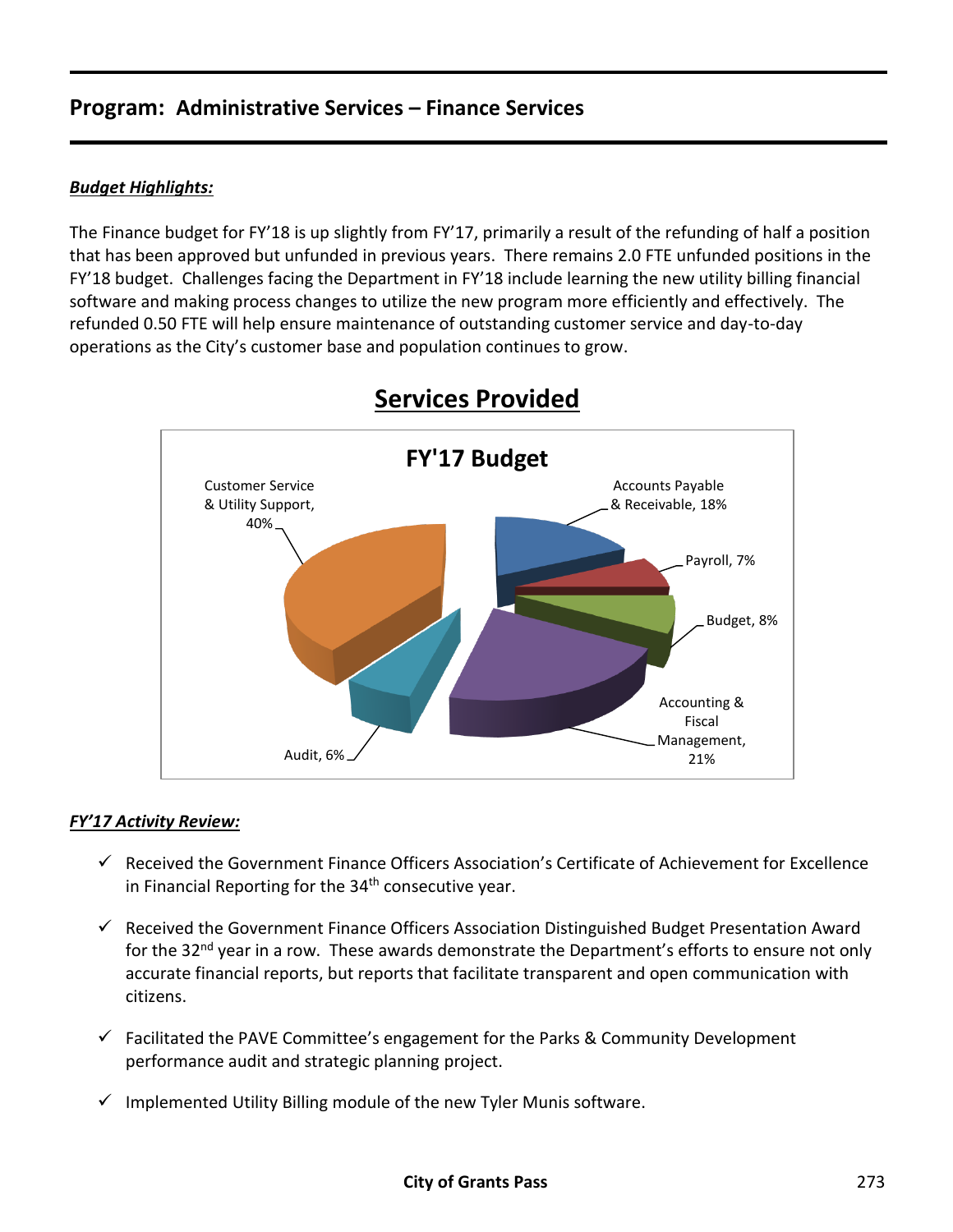## Program: Administrative Services – Finance Services

***Budget Highlights:***

The Finance budget for FY'18 is up slightly from FY'17, primarily a result of the refunding of half a position that has been approved but unfunded in previous years. There remains 2.0 FTE unfunded positions in the FY'18 budget. Challenges facing the Department in FY'18 include learning the new utility billing financial software and making process changes to utilize the new program more efficiently and effectively. The refunded 0.50 FTE will help ensure maintenance of outstanding customer service and day-to-day operations as the City's customer base and population continues to grow.

## Services Provided

**FY'17 Budget**

| Service | Share |
|---|---|
| Customer Service & Utility Support | 40% |
| Accounts Payable & Receivable | 18% |
| Payroll | 7% |
| Budget | 8% |
| Accounting & Fiscal Management | 21% |
| Audit | 6% |

***FY'17 Activity Review:***

- ✓ Received the Government Finance Officers Association's Certificate of Achievement for Excellence in Financial Reporting for the 34th consecutive year.
- ✓ Received the Government Finance Officers Association Distinguished Budget Presentation Award for the 32nd year in a row. These awards demonstrate the Department's efforts to ensure not only accurate financial reports, but reports that facilitate transparent and open communication with citizens.
- ✓ Facilitated the PAVE Committee's engagement for the Parks & Community Development performance audit and strategic planning project.
- ✓ Implemented Utility Billing module of the new Tyler Munis software.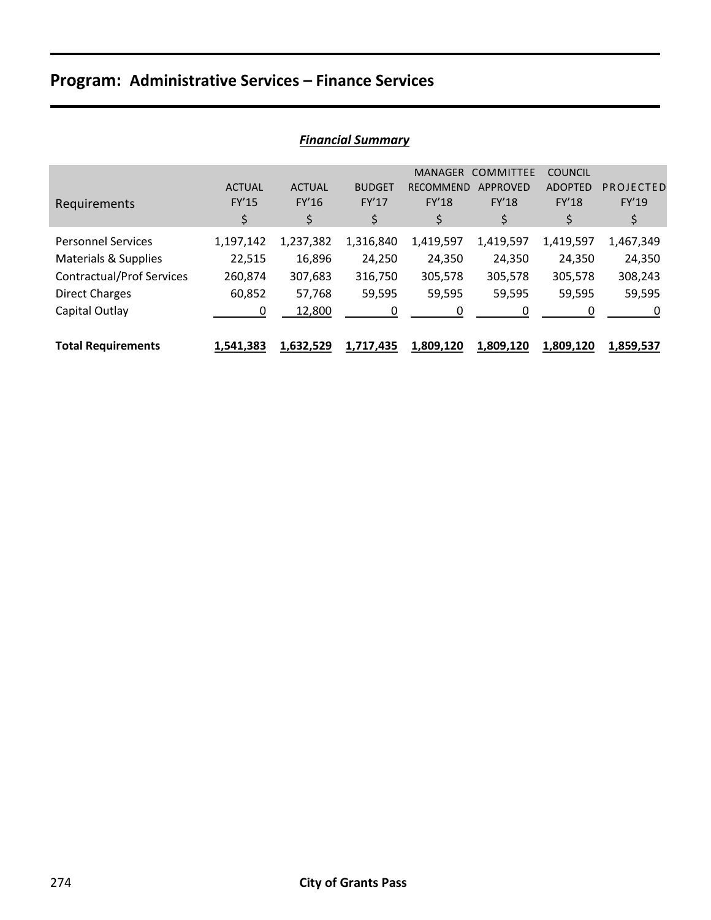# Program: Administrative Services – Finance Services

***Financial Summary***

| Requirements | ACTUAL FY'15 $ | ACTUAL FY'16 $ | BUDGET FY'17 $ | MANAGER RECOMMEND FY'18 $ | COMMITTEE APPROVED FY'18 $ | COUNCIL ADOPTED FY'18 $ | PROJECTED FY'19 $ |
|---|---|---|---|---|---|---|---|
| Personnel Services | 1,197,142 | 1,237,382 | 1,316,840 | 1,419,597 | 1,419,597 | 1,419,597 | 1,467,349 |
| Materials & Supplies | 22,515 | 16,896 | 24,250 | 24,350 | 24,350 | 24,350 | 24,350 |
| Contractual/Prof Services | 260,874 | 307,683 | 316,750 | 305,578 | 305,578 | 305,578 | 308,243 |
| Direct Charges | 60,852 | 57,768 | 59,595 | 59,595 | 59,595 | 59,595 | 59,595 |
| Capital Outlay | 0 | 12,800 | 0 | 0 | 0 | 0 | 0 |
| **Total Requirements** | **1,541,383** | **1,632,529** | **1,717,435** | **1,809,120** | **1,809,120** | **1,809,120** | **1,859,537** |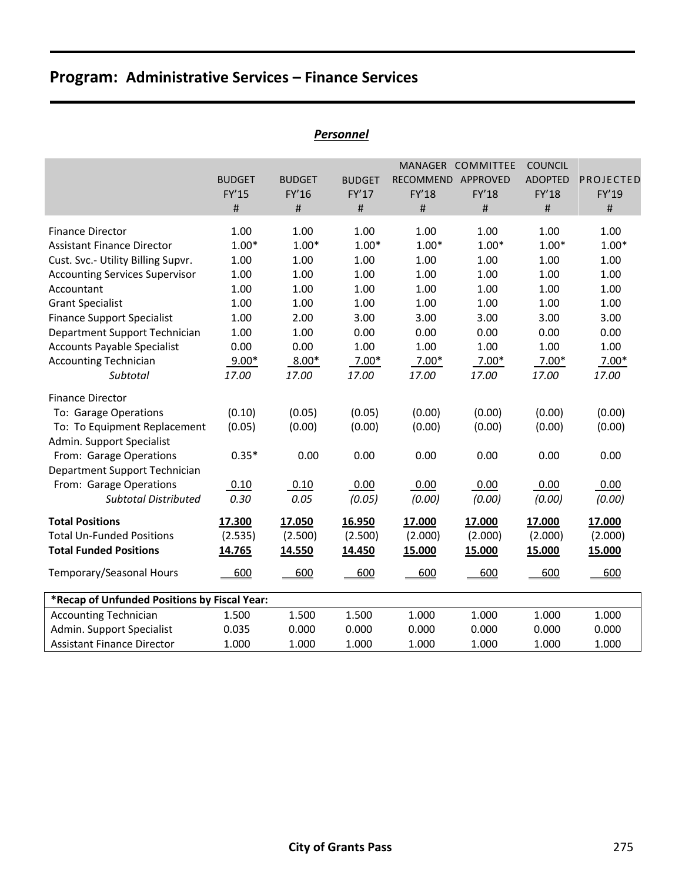# Program: Administrative Services – Finance Services

## *Personnel*

| | BUDGET FY'15 # | BUDGET FY'16 # | BUDGET FY'17 # | MANAGER RECOMMEND FY'18 # | COMMITTEE APPROVED FY'18 # | COUNCIL ADOPTED FY'18 # | PROJECTED FY'19 # |
|---|---|---|---|---|---|---|---|
| Finance Director | 1.00 | 1.00 | 1.00 | 1.00 | 1.00 | 1.00 | 1.00 |
| Assistant Finance Director | 1.00* | 1.00* | 1.00* | 1.00* | 1.00* | 1.00* | 1.00* |
| Cust. Svc.- Utility Billing Supvr. | 1.00 | 1.00 | 1.00 | 1.00 | 1.00 | 1.00 | 1.00 |
| Accounting Services Supervisor | 1.00 | 1.00 | 1.00 | 1.00 | 1.00 | 1.00 | 1.00 |
| Accountant | 1.00 | 1.00 | 1.00 | 1.00 | 1.00 | 1.00 | 1.00 |
| Grant Specialist | 1.00 | 1.00 | 1.00 | 1.00 | 1.00 | 1.00 | 1.00 |
| Finance Support Specialist | 1.00 | 2.00 | 3.00 | 3.00 | 3.00 | 3.00 | 3.00 |
| Department Support Technician | 1.00 | 1.00 | 0.00 | 0.00 | 0.00 | 0.00 | 0.00 |
| Accounts Payable Specialist | 0.00 | 0.00 | 1.00 | 1.00 | 1.00 | 1.00 | 1.00 |
| Accounting Technician | 9.00* | 8.00* | 7.00* | 7.00* | 7.00* | 7.00* | 7.00* |
| *Subtotal* | *17.00* | *17.00* | *17.00* | *17.00* | *17.00* | *17.00* | *17.00* |
| Finance Director | | | | | | | |
| To: Garage Operations | (0.10) | (0.05) | (0.05) | (0.00) | (0.00) | (0.00) | (0.00) |
| To: To Equipment Replacement | (0.05) | (0.00) | (0.00) | (0.00) | (0.00) | (0.00) | (0.00) |
| Admin. Support Specialist | | | | | | | |
| From: Garage Operations | 0.35* | 0.00 | 0.00 | 0.00 | 0.00 | 0.00 | 0.00 |
| Department Support Technician | | | | | | | |
| From: Garage Operations | 0.10 | 0.10 | 0.00 | 0.00 | 0.00 | 0.00 | 0.00 |
| *Subtotal Distributed* | *0.30* | *0.05* | *(0.05)* | *(0.00)* | *(0.00)* | *(0.00)* | *(0.00)* |
| **Total Positions** | **17.300** | **17.050** | **16.950** | **17.000** | **17.000** | **17.000** | **17.000** |
| Total Un-Funded Positions | (2.535) | (2.500) | (2.500) | (2.000) | (2.000) | (2.000) | (2.000) |
| **Total Funded Positions** | **14.765** | **14.550** | **14.450** | **15.000** | **15.000** | **15.000** | **15.000** |
| Temporary/Seasonal Hours | 600 | 600 | 600 | 600 | 600 | 600 | 600 |

| **\*Recap of Unfunded Positions by Fiscal Year:** | | | | | | | |
|---|---|---|---|---|---|---|---|
| Accounting Technician | 1.500 | 1.500 | 1.500 | 1.000 | 1.000 | 1.000 | 1.000 |
| Admin. Support Specialist | 0.035 | 0.000 | 0.000 | 0.000 | 0.000 | 0.000 | 0.000 |
| Assistant Finance Director | 1.000 | 1.000 | 1.000 | 1.000 | 1.000 | 1.000 | 1.000 |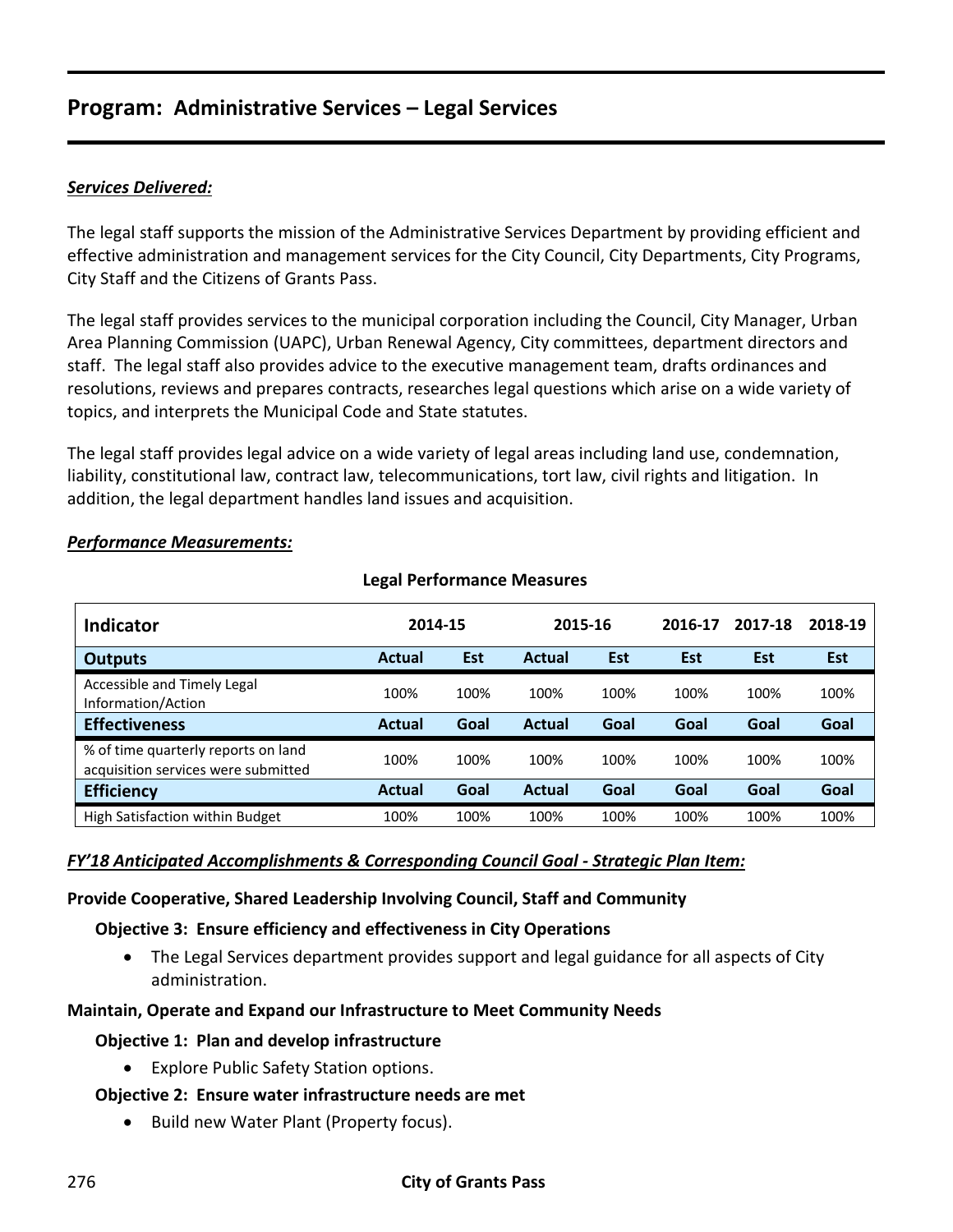## Program: Administrative Services – Legal Services

***Services Delivered:***

The legal staff supports the mission of the Administrative Services Department by providing efficient and effective administration and management services for the City Council, City Departments, City Programs, City Staff and the Citizens of Grants Pass.

The legal staff provides services to the municipal corporation including the Council, City Manager, Urban Area Planning Commission (UAPC), Urban Renewal Agency, City committees, department directors and staff. The legal staff also provides advice to the executive management team, drafts ordinances and resolutions, reviews and prepares contracts, researches legal questions which arise on a wide variety of topics, and interprets the Municipal Code and State statutes.

The legal staff provides legal advice on a wide variety of legal areas including land use, condemnation, liability, constitutional law, contract law, telecommunications, tort law, civil rights and litigation. In addition, the legal department handles land issues and acquisition.

***Performance Measurements:***

**Legal Performance Measures**

| Indicator | 2014-15 | | 2015-16 | | 2016-17 | 2017-18 | 2018-19 |
|---|---|---|---|---|---|---|---|
| **Outputs** | **Actual** | **Est** | **Actual** | **Est** | **Est** | **Est** | **Est** |
| Accessible and Timely Legal Information/Action | 100% | 100% | 100% | 100% | 100% | 100% | 100% |
| **Effectiveness** | **Actual** | **Goal** | **Actual** | **Goal** | **Goal** | **Goal** | **Goal** |
| % of time quarterly reports on land acquisition services were submitted | 100% | 100% | 100% | 100% | 100% | 100% | 100% |
| **Efficiency** | **Actual** | **Goal** | **Actual** | **Goal** | **Goal** | **Goal** | **Goal** |
| High Satisfaction within Budget | 100% | 100% | 100% | 100% | 100% | 100% | 100% |

***FY'18 Anticipated Accomplishments & Corresponding Council Goal - Strategic Plan Item:***

**Provide Cooperative, Shared Leadership Involving Council, Staff and Community**

**Objective 3: Ensure efficiency and effectiveness in City Operations**

- The Legal Services department provides support and legal guidance for all aspects of City administration.

**Maintain, Operate and Expand our Infrastructure to Meet Community Needs**

**Objective 1: Plan and develop infrastructure**

- Explore Public Safety Station options.

**Objective 2: Ensure water infrastructure needs are met**

- Build new Water Plant (Property focus).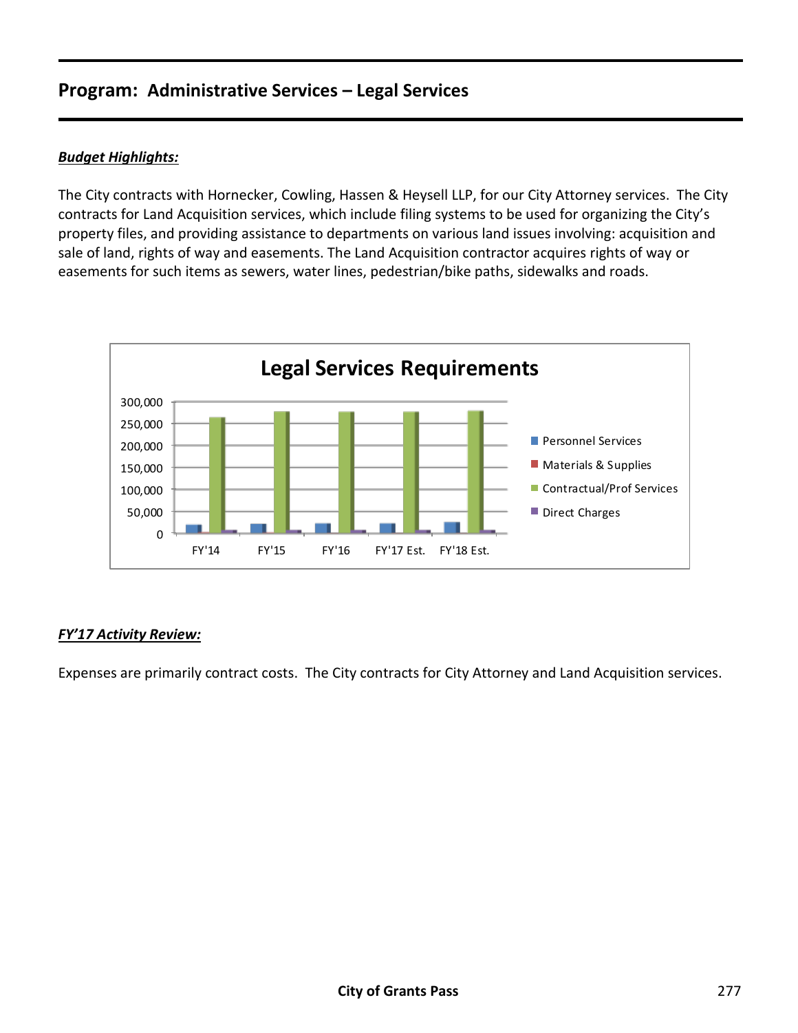## Program: Administrative Services – Legal Services

***Budget Highlights:***

The City contracts with Hornecker, Cowling, Hassen & Heysell LLP, for our City Attorney services. The City contracts for Land Acquisition services, which include filing systems to be used for organizing the City's property files, and providing assistance to departments on various land issues involving: acquisition and sale of land, rights of way and easements. The Land Acquisition contractor acquires rights of way or easements for such items as sewers, water lines, pedestrian/bike paths, sidewalks and roads.

**Legal Services Requirements**

Legend: Personnel Services, Materials & Supplies, Contractual/Prof Services, Direct Charges

Y-axis: 0, 50,000, 100,000, 150,000, 200,000, 250,000, 300,000

X-axis: FY'14, FY'15, FY'16, FY'17 Est., FY'18 Est.

***FY'17 Activity Review:***

Expenses are primarily contract costs. The City contracts for City Attorney and Land Acquisition services.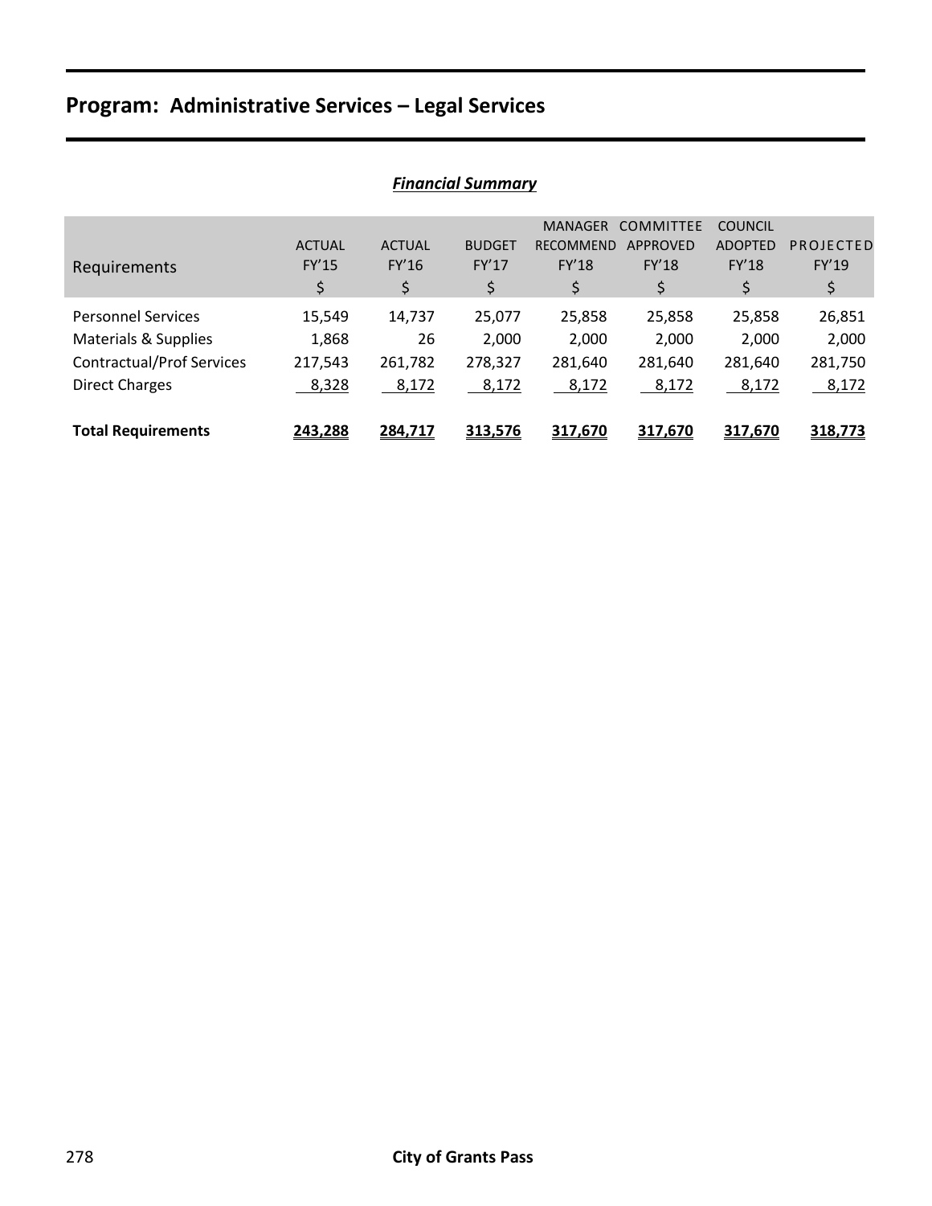# Program: Administrative Services – Legal Services

***Financial Summary***

| Requirements | ACTUAL FY'15 $ | ACTUAL FY'16 $ | BUDGET FY'17 $ | MANAGER RECOMMEND FY'18 $ | COMMITTEE APPROVED FY'18 $ | COUNCIL ADOPTED FY'18 $ | PROJECTED FY'19 $ |
|---|---|---|---|---|---|---|---|
| Personnel Services | 15,549 | 14,737 | 25,077 | 25,858 | 25,858 | 25,858 | 26,851 |
| Materials & Supplies | 1,868 | 26 | 2,000 | 2,000 | 2,000 | 2,000 | 2,000 |
| Contractual/Prof Services | 217,543 | 261,782 | 278,327 | 281,640 | 281,640 | 281,640 | 281,750 |
| Direct Charges | 8,328 | 8,172 | 8,172 | 8,172 | 8,172 | 8,172 | 8,172 |
| **Total Requirements** | **243,288** | **284,717** | **313,576** | **317,670** | **317,670** | **317,670** | **318,773** |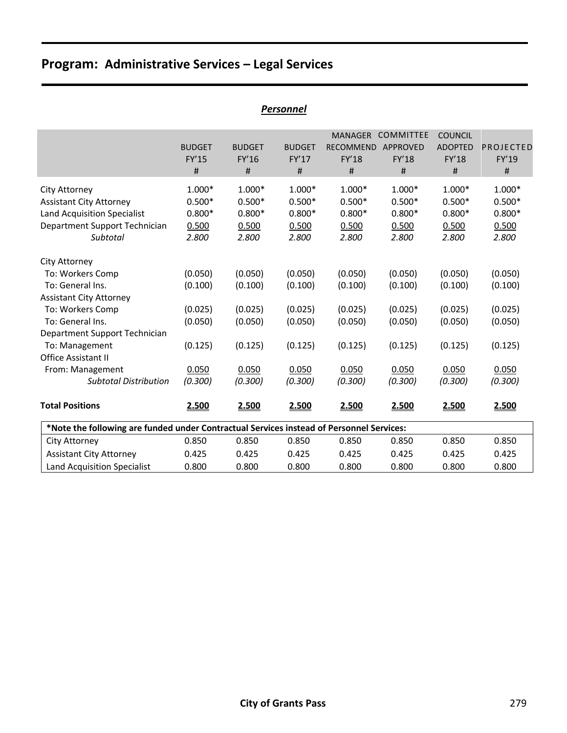# Program: Administrative Services – Legal Services

## *Personnel*

| | BUDGET FY'15 # | BUDGET FY'16 # | BUDGET FY'17 # | MANAGER RECOMMEND FY'18 # | COMMITTEE APPROVED FY'18 # | COUNCIL ADOPTED FY'18 # | PROJECTED FY'19 # |
|---|---|---|---|---|---|---|---|
| City Attorney | 1.000* | 1.000* | 1.000* | 1.000* | 1.000* | 1.000* | 1.000* |
| Assistant City Attorney | 0.500* | 0.500* | 0.500* | 0.500* | 0.500* | 0.500* | 0.500* |
| Land Acquisition Specialist | 0.800* | 0.800* | 0.800* | 0.800* | 0.800* | 0.800* | 0.800* |
| Department Support Technician | 0.500 | 0.500 | 0.500 | 0.500 | 0.500 | 0.500 | 0.500 |
| *Subtotal* | *2.800* | *2.800* | *2.800* | *2.800* | *2.800* | *2.800* | *2.800* |
| City Attorney | | | | | | | |
| To: Workers Comp | (0.050) | (0.050) | (0.050) | (0.050) | (0.050) | (0.050) | (0.050) |
| To: General Ins. | (0.100) | (0.100) | (0.100) | (0.100) | (0.100) | (0.100) | (0.100) |
| Assistant City Attorney | | | | | | | |
| To: Workers Comp | (0.025) | (0.025) | (0.025) | (0.025) | (0.025) | (0.025) | (0.025) |
| To: General Ins. | (0.050) | (0.050) | (0.050) | (0.050) | (0.050) | (0.050) | (0.050) |
| Department Support Technician | | | | | | | |
| To: Management | (0.125) | (0.125) | (0.125) | (0.125) | (0.125) | (0.125) | (0.125) |
| Office Assistant II | | | | | | | |
| From: Management | 0.050 | 0.050 | 0.050 | 0.050 | 0.050 | 0.050 | 0.050 |
| *Subtotal Distribution* | *(0.300)* | *(0.300)* | *(0.300)* | *(0.300)* | *(0.300)* | *(0.300)* | *(0.300)* |
| **Total Positions** | **2.500** | **2.500** | **2.500** | **2.500** | **2.500** | **2.500** | **2.500** |

| **\*Note the following are funded under Contractual Services instead of Personnel Services:** | | | | | | | |
|---|---|---|---|---|---|---|---|
| City Attorney | 0.850 | 0.850 | 0.850 | 0.850 | 0.850 | 0.850 | 0.850 |
| Assistant City Attorney | 0.425 | 0.425 | 0.425 | 0.425 | 0.425 | 0.425 | 0.425 |
| Land Acquisition Specialist | 0.800 | 0.800 | 0.800 | 0.800 | 0.800 | 0.800 | 0.800 |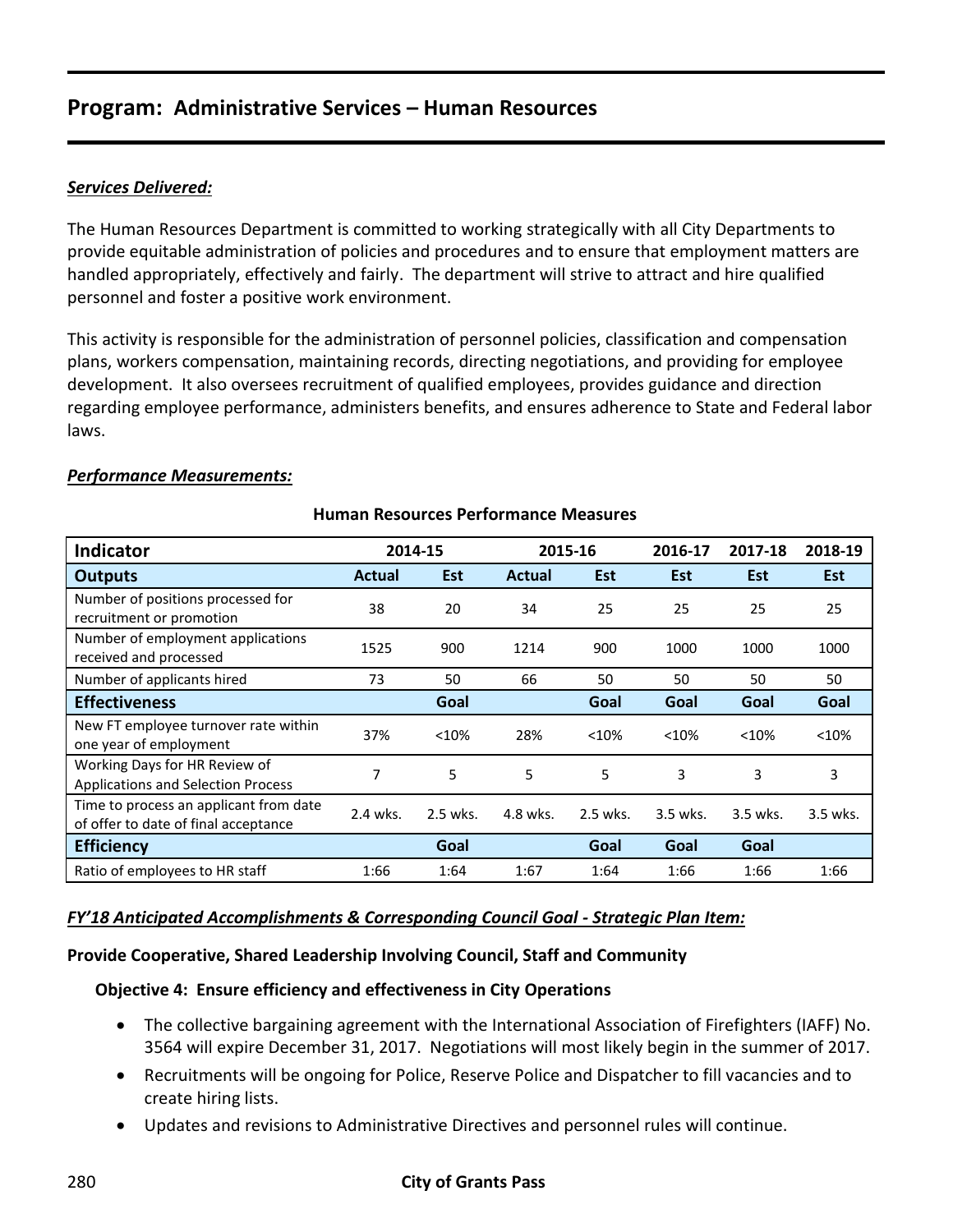# Program: Administrative Services – Human Resources

***Services Delivered:***

The Human Resources Department is committed to working strategically with all City Departments to provide equitable administration of policies and procedures and to ensure that employment matters are handled appropriately, effectively and fairly. The department will strive to attract and hire qualified personnel and foster a positive work environment.

This activity is responsible for the administration of personnel policies, classification and compensation plans, workers compensation, maintaining records, directing negotiations, and providing for employee development. It also oversees recruitment of qualified employees, provides guidance and direction regarding employee performance, administers benefits, and ensures adherence to State and Federal labor laws.

***Performance Measurements:***

**Human Resources Performance Measures**

| Indicator | 2014-15 | | 2015-16 | | 2016-17 | 2017-18 | 2018-19 |
|---|---|---|---|---|---|---|---|
| **Outputs** | **Actual** | **Est** | **Actual** | **Est** | **Est** | **Est** | **Est** |
| Number of positions processed for recruitment or promotion | 38 | 20 | 34 | 25 | 25 | 25 | 25 |
| Number of employment applications received and processed | 1525 | 900 | 1214 | 900 | 1000 | 1000 | 1000 |
| Number of applicants hired | 73 | 50 | 66 | 50 | 50 | 50 | 50 |
| **Effectiveness** | | **Goal** | | **Goal** | **Goal** | **Goal** | **Goal** |
| New FT employee turnover rate within one year of employment | 37% | <10% | 28% | <10% | <10% | <10% | <10% |
| Working Days for HR Review of Applications and Selection Process | 7 | 5 | 5 | 5 | 3 | 3 | 3 |
| Time to process an applicant from date of offer to date of final acceptance | 2.4 wks. | 2.5 wks. | 4.8 wks. | 2.5 wks. | 3.5 wks. | 3.5 wks. | 3.5 wks. |
| **Efficiency** | | **Goal** | | **Goal** | **Goal** | **Goal** | |
| Ratio of employees to HR staff | 1:66 | 1:64 | 1:67 | 1:64 | 1:66 | 1:66 | 1:66 |

***FY'18 Anticipated Accomplishments & Corresponding Council Goal - Strategic Plan Item:***

**Provide Cooperative, Shared Leadership Involving Council, Staff and Community**

**Objective 4: Ensure efficiency and effectiveness in City Operations**

- The collective bargaining agreement with the International Association of Firefighters (IAFF) No. 3564 will expire December 31, 2017. Negotiations will most likely begin in the summer of 2017.
- Recruitments will be ongoing for Police, Reserve Police and Dispatcher to fill vacancies and to create hiring lists.
- Updates and revisions to Administrative Directives and personnel rules will continue.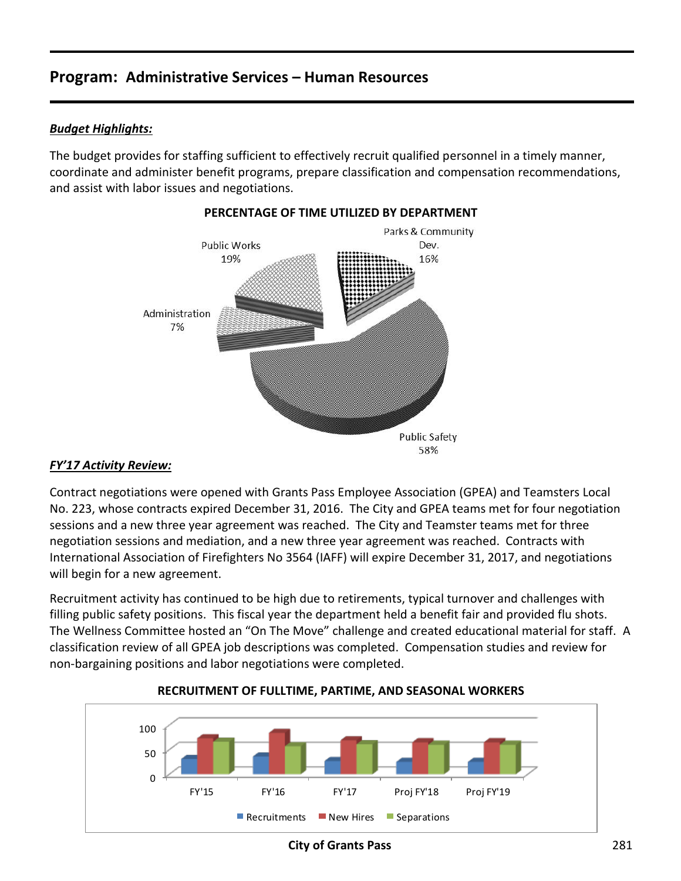## Program: Administrative Services – Human Resources

***Budget Highlights:***

The budget provides for staffing sufficient to effectively recruit qualified personnel in a timely manner, coordinate and administer benefit programs, prepare classification and compensation recommendations, and assist with labor issues and negotiations.

**PERCENTAGE OF TIME UTILIZED BY DEPARTMENT**

Public Works 19%

Parks & Community Dev. 16%

Administration 7%

Public Safety 58%

***FY'17 Activity Review:***

Contract negotiations were opened with Grants Pass Employee Association (GPEA) and Teamsters Local No. 223, whose contracts expired December 31, 2016. The City and GPEA teams met for four negotiation sessions and a new three year agreement was reached. The City and Teamster teams met for three negotiation sessions and mediation, and a new three year agreement was reached. Contracts with International Association of Firefighters No 3564 (IAFF) will expire December 31, 2017, and negotiations will begin for a new agreement.

Recruitment activity has continued to be high due to retirements, typical turnover and challenges with filling public safety positions. This fiscal year the department held a benefit fair and provided flu shots. The Wellness Committee hosted an "On The Move" challenge and created educational material for staff. A classification review of all GPEA job descriptions was completed. Compensation studies and review for non-bargaining positions and labor negotiations were completed.

**RECRUITMENT OF FULLTIME, PARTIME, AND SEASONAL WORKERS**

FY'15, FY'16, FY'17, Proj FY'18, Proj FY'19

Recruitments, New Hires, Separations

City of Grants Pass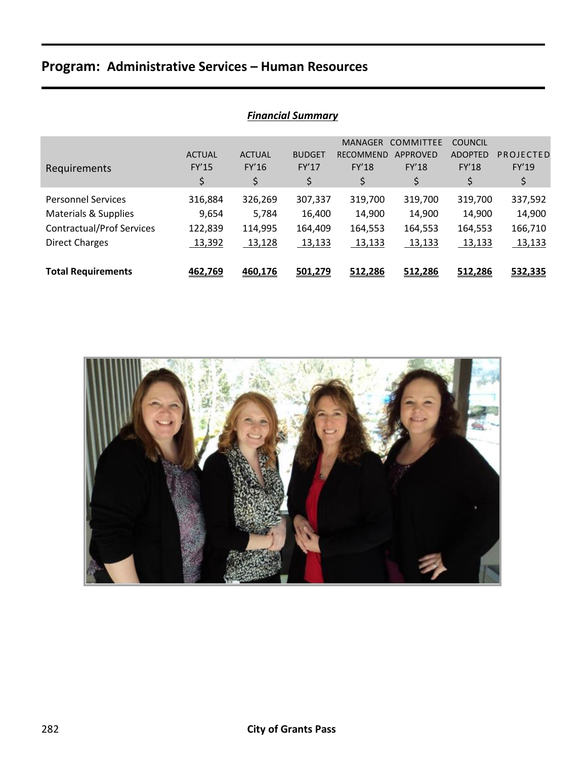## Program: Administrative Services – Human Resources

***Financial Summary***

| Requirements | ACTUAL FY'15 $ | ACTUAL FY'16 $ | BUDGET FY'17 $ | MANAGER RECOMMEND FY'18 $ | COMMITTEE APPROVED FY'18 $ | COUNCIL ADOPTED FY'18 $ | PROJECTED FY'19 $ |
|---|---|---|---|---|---|---|---|
| Personnel Services | 316,884 | 326,269 | 307,337 | 319,700 | 319,700 | 319,700 | 337,592 |
| Materials & Supplies | 9,654 | 5,784 | 16,400 | 14,900 | 14,900 | 14,900 | 14,900 |
| Contractual/Prof Services | 122,839 | 114,995 | 164,409 | 164,553 | 164,553 | 164,553 | 166,710 |
| Direct Charges | 13,392 | 13,128 | 13,133 | 13,133 | 13,133 | 13,133 | 13,133 |
| **Total Requirements** | **462,769** | **460,176** | **501,279** | **512,286** | **512,286** | **512,286** | **532,335** |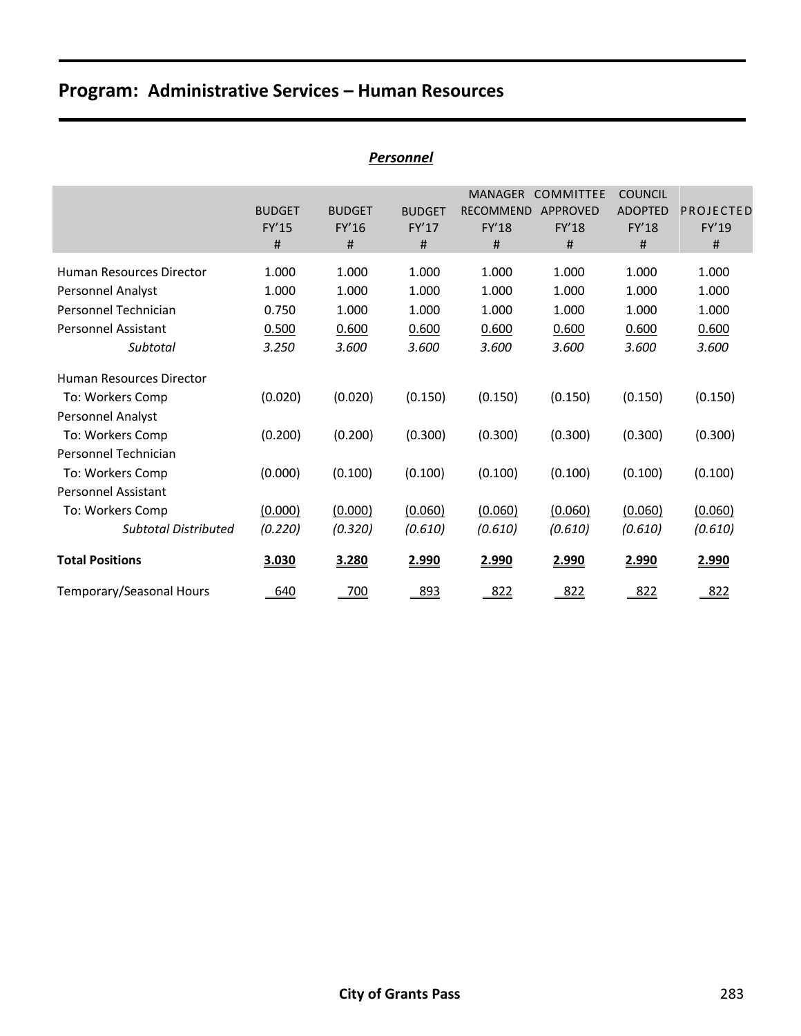# Program: Administrative Services – Human Resources

## *Personnel*

| | BUDGET FY'15 # | BUDGET FY'16 # | BUDGET FY'17 # | MANAGER RECOMMEND FY'18 # | COMMITTEE APPROVED FY'18 # | COUNCIL ADOPTED FY'18 # | PROJECTED FY'19 # |
|---|---|---|---|---|---|---|---|
| Human Resources Director | 1.000 | 1.000 | 1.000 | 1.000 | 1.000 | 1.000 | 1.000 |
| Personnel Analyst | 1.000 | 1.000 | 1.000 | 1.000 | 1.000 | 1.000 | 1.000 |
| Personnel Technician | 0.750 | 1.000 | 1.000 | 1.000 | 1.000 | 1.000 | 1.000 |
| Personnel Assistant | 0.500 | 0.600 | 0.600 | 0.600 | 0.600 | 0.600 | 0.600 |
| *Subtotal* | *3.250* | *3.600* | *3.600* | *3.600* | *3.600* | *3.600* | *3.600* |
| Human Resources Director | | | | | | | |
| To: Workers Comp | (0.020) | (0.020) | (0.150) | (0.150) | (0.150) | (0.150) | (0.150) |
| Personnel Analyst | | | | | | | |
| To: Workers Comp | (0.200) | (0.200) | (0.300) | (0.300) | (0.300) | (0.300) | (0.300) |
| Personnel Technician | | | | | | | |
| To: Workers Comp | (0.000) | (0.100) | (0.100) | (0.100) | (0.100) | (0.100) | (0.100) |
| Personnel Assistant | | | | | | | |
| To: Workers Comp | (0.000) | (0.000) | (0.060) | (0.060) | (0.060) | (0.060) | (0.060) |
| *Subtotal Distributed* | *(0.220)* | *(0.320)* | *(0.610)* | *(0.610)* | *(0.610)* | *(0.610)* | *(0.610)* |
| **Total Positions** | **3.030** | **3.280** | **2.990** | **2.990** | **2.990** | **2.990** | **2.990** |
| Temporary/Seasonal Hours | 640 | 700 | 893 | 822 | 822 | 822 | 822 |

**City of Grants Pass**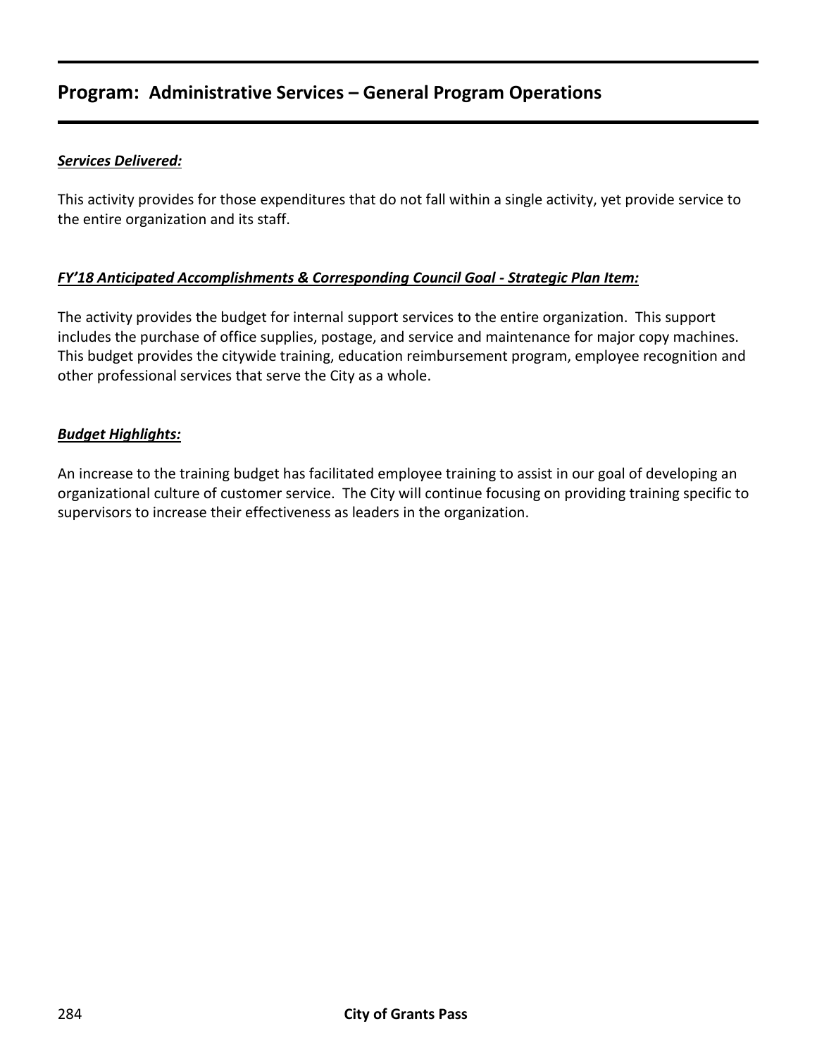## Program: Administrative Services – General Program Operations

***Services Delivered:***

This activity provides for those expenditures that do not fall within a single activity, yet provide service to the entire organization and its staff.

***FY'18 Anticipated Accomplishments & Corresponding Council Goal - Strategic Plan Item:***

The activity provides the budget for internal support services to the entire organization. This support includes the purchase of office supplies, postage, and service and maintenance for major copy machines. This budget provides the citywide training, education reimbursement program, employee recognition and other professional services that serve the City as a whole.

***Budget Highlights:***

An increase to the training budget has facilitated employee training to assist in our goal of developing an organizational culture of customer service. The City will continue focusing on providing training specific to supervisors to increase their effectiveness as leaders in the organization.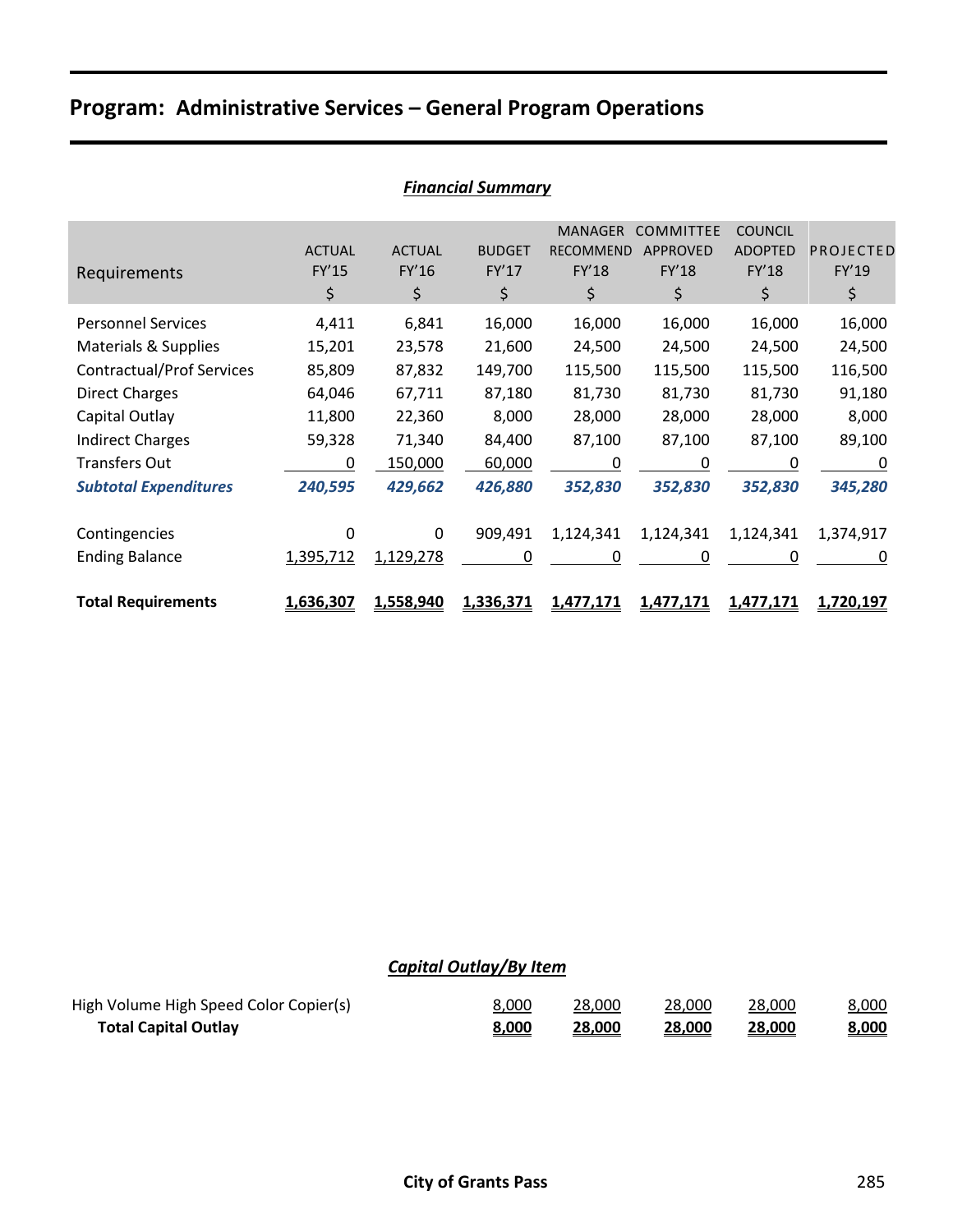# Program: Administrative Services – General Program Operations

## *Financial Summary*

| Requirements | ACTUAL FY'15 $ | ACTUAL FY'16 $ | BUDGET FY'17 $ | MANAGER RECOMMEND FY'18 $ | COMMITTEE APPROVED FY'18 $ | COUNCIL ADOPTED FY'18 $ | PROJECTED FY'19 $ |
|---|---|---|---|---|---|---|---|
| Personnel Services | 4,411 | 6,841 | 16,000 | 16,000 | 16,000 | 16,000 | 16,000 |
| Materials & Supplies | 15,201 | 23,578 | 21,600 | 24,500 | 24,500 | 24,500 | 24,500 |
| Contractual/Prof Services | 85,809 | 87,832 | 149,700 | 115,500 | 115,500 | 115,500 | 116,500 |
| Direct Charges | 64,046 | 67,711 | 87,180 | 81,730 | 81,730 | 81,730 | 91,180 |
| Capital Outlay | 11,800 | 22,360 | 8,000 | 28,000 | 28,000 | 28,000 | 8,000 |
| Indirect Charges | 59,328 | 71,340 | 84,400 | 87,100 | 87,100 | 87,100 | 89,100 |
| Transfers Out | 0 | 150,000 | 60,000 | 0 | 0 | 0 | 0 |
| ***Subtotal Expenditures*** | ***240,595*** | ***429,662*** | ***426,880*** | ***352,830*** | ***352,830*** | ***352,830*** | ***345,280*** |
| Contingencies | 0 | 0 | 909,491 | 1,124,341 | 1,124,341 | 1,124,341 | 1,374,917 |
| Ending Balance | 1,395,712 | 1,129,278 | 0 | 0 | 0 | 0 | 0 |
| **Total Requirements** | **1,636,307** | **1,558,940** | **1,336,371** | **1,477,171** | **1,477,171** | **1,477,171** | **1,720,197** |

## *Capital Outlay/By Item*

| Item | BUDGET FY'17 | MANAGER RECOMMEND FY'18 | COMMITTEE APPROVED FY'18 | COUNCIL ADOPTED FY'18 | PROJECTED FY'19 |
|---|---|---|---|---|---|
| High Volume High Speed Color Copier(s) | 8,000 | 28,000 | 28,000 | 28,000 | 8,000 |
| **Total Capital Outlay** | **8,000** | **28,000** | **28,000** | **28,000** | **8,000** |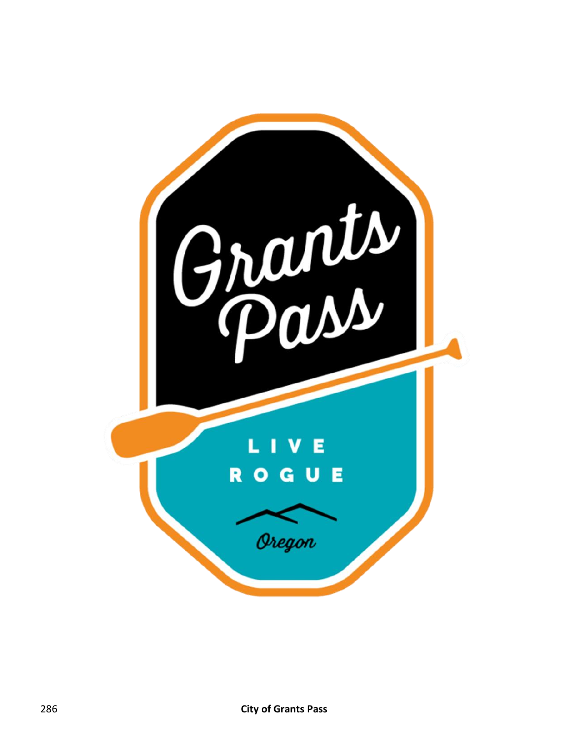Grants Pass

LIVE ROGUE

Oregon